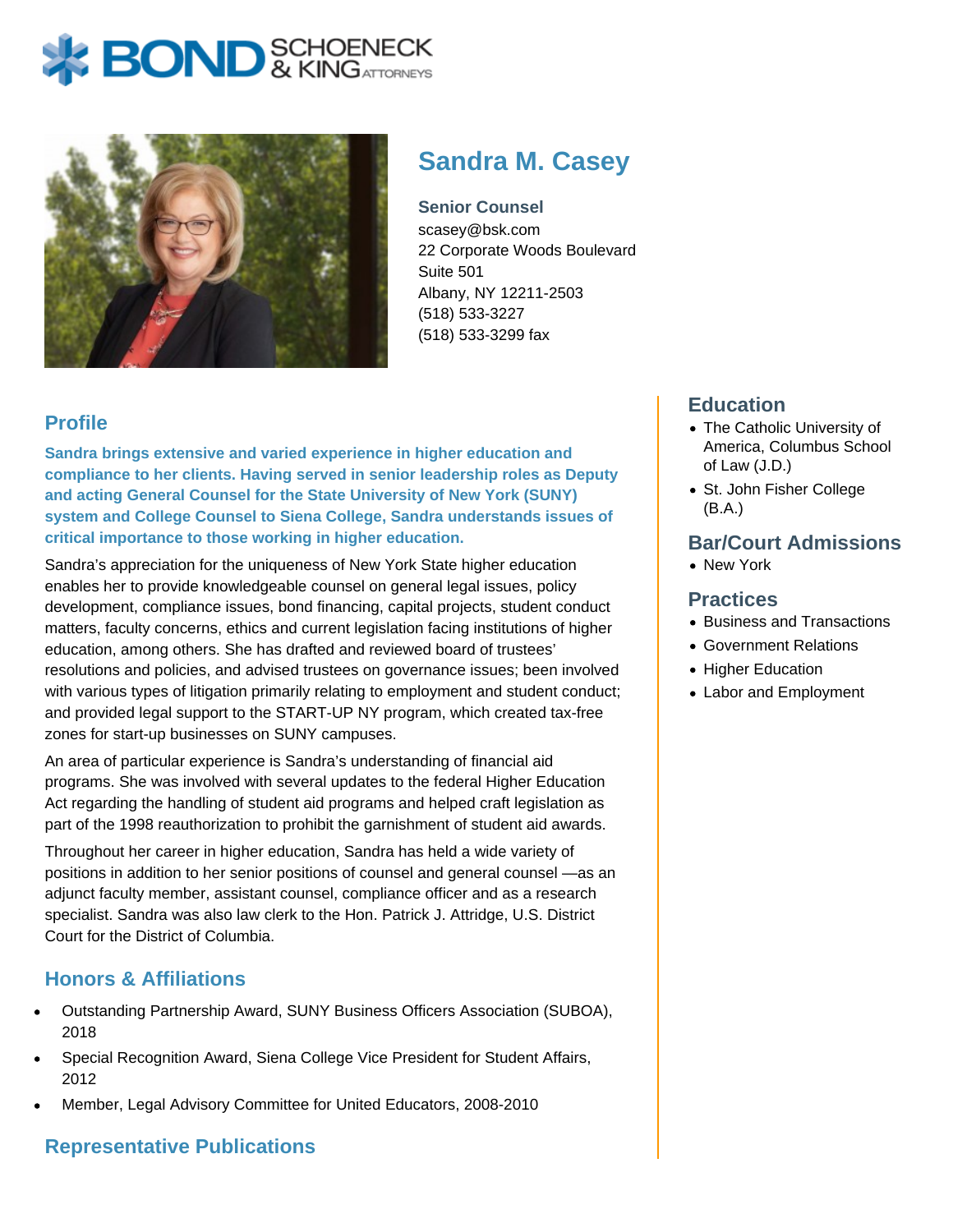# Sandra M. Casey

**Senior Counsel**
scasey@bsk.com
22 Corporate Woods Boulevard
Suite 501
Albany, NY 12211-2503
(518) 533-3227
(518) 533-3299 fax

## Profile

**Sandra brings extensive and varied experience in higher education and compliance to her clients. Having served in senior leadership roles as Deputy and acting General Counsel for the State University of New York (SUNY) system and College Counsel to Siena College, Sandra understands issues of critical importance to those working in higher education.**

Sandra's appreciation for the uniqueness of New York State higher education enables her to provide knowledgeable counsel on general legal issues, policy development, compliance issues, bond financing, capital projects, student conduct matters, faculty concerns, ethics and current legislation facing institutions of higher education, among others. She has drafted and reviewed board of trustees' resolutions and policies, and advised trustees on governance issues; been involved with various types of litigation primarily relating to employment and student conduct; and provided legal support to the START-UP NY program, which created tax-free zones for start-up businesses on SUNY campuses.

An area of particular experience is Sandra's understanding of financial aid programs. She was involved with several updates to the federal Higher Education Act regarding the handling of student aid programs and helped craft legislation as part of the 1998 reauthorization to prohibit the garnishment of student aid awards.

Throughout her career in higher education, Sandra has held a wide variety of positions in addition to her senior positions of counsel and general counsel —as an adjunct faculty member, assistant counsel, compliance officer and as a research specialist. Sandra was also law clerk to the Hon. Patrick J. Attridge, U.S. District Court for the District of Columbia.

## Honors & Affiliations

- Outstanding Partnership Award, SUNY Business Officers Association (SUBOA), 2018
- Special Recognition Award, Siena College Vice President for Student Affairs, 2012
- Member, Legal Advisory Committee for United Educators, 2008-2010

## Representative Publications

## Education

- The Catholic University of America, Columbus School of Law (J.D.)
- St. John Fisher College (B.A.)

## Bar/Court Admissions

- New York

## Practices

- Business and Transactions
- Government Relations
- Higher Education
- Labor and Employment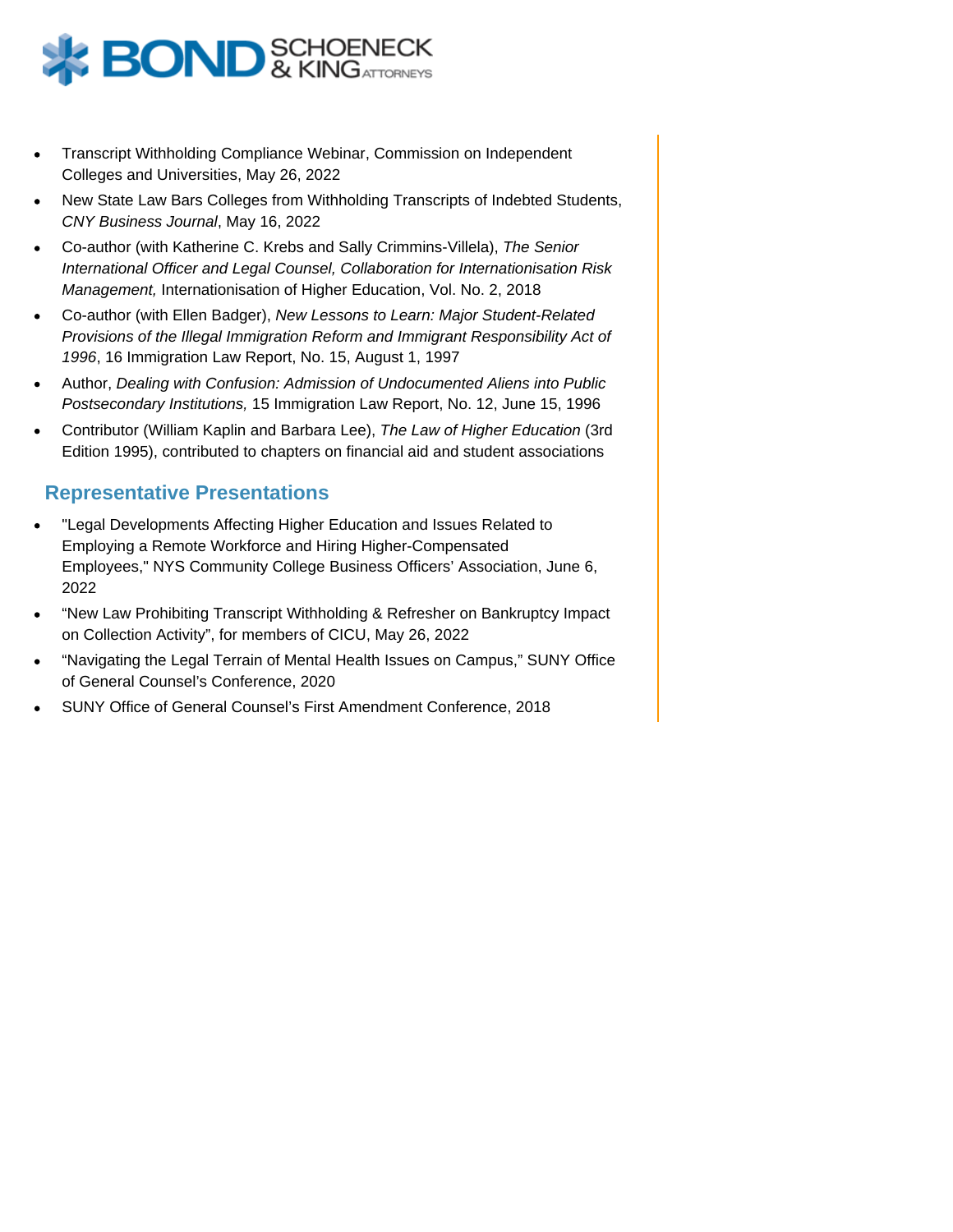- Transcript Withholding Compliance Webinar, Commission on Independent Colleges and Universities, May 26, 2022
- New State Law Bars Colleges from Withholding Transcripts of Indebted Students, *CNY Business Journal*, May 16, 2022
- Co-author (with Katherine C. Krebs and Sally Crimmins-Villela), *The Senior International Officer and Legal Counsel, Collaboration for Internationisation Risk Management,* Internationisation of Higher Education, Vol. No. 2, 2018
- Co-author (with Ellen Badger), *New Lessons to Learn: Major Student-Related Provisions of the Illegal Immigration Reform and Immigrant Responsibility Act of 1996*, 16 Immigration Law Report, No. 15, August 1, 1997
- Author, *Dealing with Confusion: Admission of Undocumented Aliens into Public Postsecondary Institutions,* 15 Immigration Law Report, No. 12, June 15, 1996
- Contributor (William Kaplin and Barbara Lee), *The Law of Higher Education* (3rd Edition 1995), contributed to chapters on financial aid and student associations

## Representative Presentations

- "Legal Developments Affecting Higher Education and Issues Related to Employing a Remote Workforce and Hiring Higher-Compensated Employees," NYS Community College Business Officers' Association, June 6, 2022
- "New Law Prohibiting Transcript Withholding & Refresher on Bankruptcy Impact on Collection Activity", for members of CICU, May 26, 2022
- "Navigating the Legal Terrain of Mental Health Issues on Campus," SUNY Office of General Counsel's Conference, 2020
- SUNY Office of General Counsel's First Amendment Conference, 2018